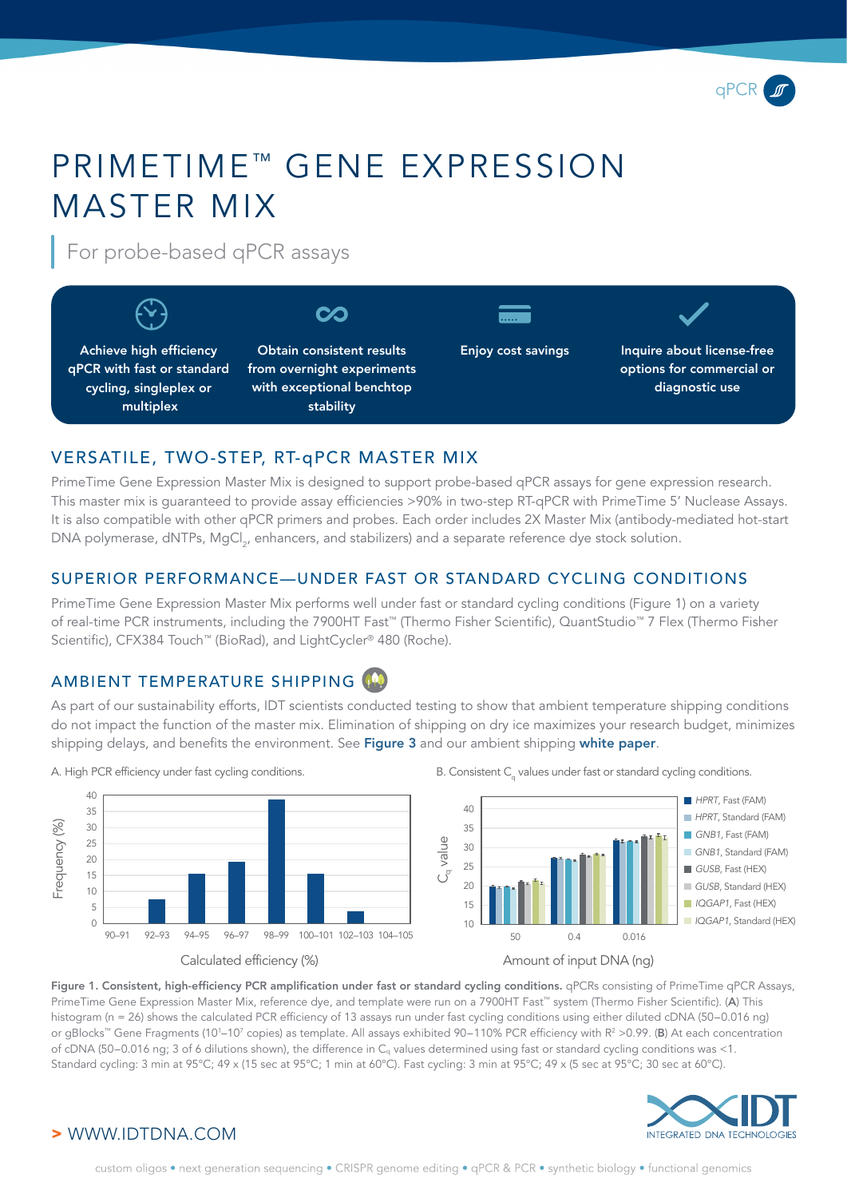# PRIMETIME™ GENE EXPRESSION MASTER MIX

## For probe-based qPCR assays

- **Achieve high efficiency qPCR with fast or standard cycling, singleplex or multiplex**
- **Obtain consistent results from overnight experiments with exceptional benchtop stability**
- **Enjoy cost savings**
- **Inquire about license-free options for commercial or diagnostic use**

## VERSATILE, TWO-STEP, RT-qPCR MASTER MIX

PrimeTime Gene Expression Master Mix is designed to support probe-based qPCR assays for gene expression research. This master mix is guaranteed to provide assay efficiencies >90% in two-step RT-qPCR with PrimeTime 5′ Nuclease Assays. It is also compatible with other qPCR primers and probes. Each order includes 2X Master Mix (antibody-mediated hot-start DNA polymerase, dNTPs, $MgCl_2$, enhancers, and stabilizers) and a separate reference dye stock solution.

## SUPERIOR PERFORMANCE—UNDER FAST OR STANDARD CYCLING CONDITIONS

PrimeTime Gene Expression Master Mix performs well under fast or standard cycling conditions (Figure 1) on a variety of real-time PCR instruments, including the 7900HT Fast™ (Thermo Fisher Scientific), QuantStudio™ 7 Flex (Thermo Fisher Scientific), CFX384 Touch™ (BioRad), and LightCycler® 480 (Roche).

## AMBIENT TEMPERATURE SHIPPING

As part of our sustainability efforts, IDT scientists conducted testing to show that ambient temperature shipping conditions do not impact the function of the master mix. Elimination of shipping on dry ice maximizes your research budget, minimizes shipping delays, and benefits the environment. See **Figure 3** and our ambient shipping **white paper**.

A. High PCR efficiency under fast cycling conditions.

B. Consistent $C_q$ values under fast or standard cycling conditions.

**Figure 1. Consistent, high-efficiency PCR amplification under fast or standard cycling conditions.** qPCRs consisting of PrimeTime qPCR Assays, PrimeTime Gene Expression Master Mix, reference dye, and template were run on a 7900HT Fast™ system (Thermo Fisher Scientific). (**A**) This histogram (n = 26) shows the calculated PCR efficiency of 13 assays run under fast cycling conditions using either diluted cDNA (50–0.016 ng) or gBlocks™ Gene Fragments ($10^1$–$10^7$ copies) as template. All assays exhibited 90–110% PCR efficiency with $R^2$ >0.99. (**B**) At each concentration of cDNA (50–0.016 ng; 3 of 6 dilutions shown), the difference in $C_q$ values determined using fast or standard cycling conditions was <1. Standard cycling: 3 min at 95°C; 49 x (15 sec at 95°C; 1 min at 60°C). Fast cycling: 3 min at 95°C; 49 x (5 sec at 95°C; 30 sec at 60°C).

> WWW.IDTDNA.COM

custom oligos • next generation sequencing • CRISPR genome editing • qPCR & PCR • synthetic biology • functional genomics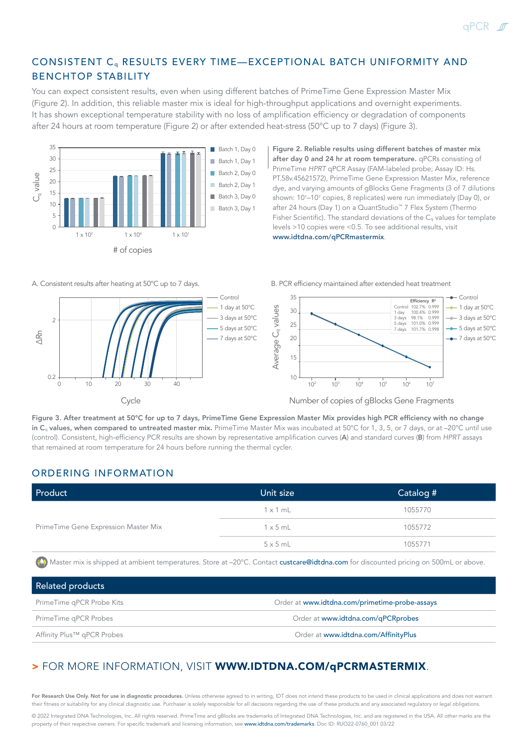## CONSISTENT $C_q$ RESULTS EVERY TIME—EXCEPTIONAL BATCH UNIFORMITY AND BENCHTOP STABILITY

You can expect consistent results, even when using different batches of PrimeTime Gene Expression Master Mix (Figure 2). In addition, this reliable master mix is ideal for high-throughput applications and overnight experiments. It has shown exceptional temperature stability with no loss of amplification efficiency or degradation of components after 24 hours at room temperature (Figure 2) or after extended heat-stress (50°C up to 7 days) (Figure 3).

$C_q$ value
35
30
25
20
15
10
5
0
1 x 10⁷
1 x 10⁴
1 x 10¹
# of copies
Batch 1, Day 0
Batch 1, Day 1
Batch 2, Day 0
Batch 2, Day 1
Batch 3, Day 0
Batch 3, Day 1

**Figure 2. Reliable results using different batches of master mix after day 0 and 24 hr at room temperature.** qPCRs consisting of PrimeTime *HPRT* qPCR Assay (FAM-labeled probe; Assay ID: Hs.PT.58v.45621572), PrimeTime Gene Expression Master Mix, reference dye, and varying amounts of gBlocks Gene Fragments (3 of 7 dilutions shown: $10^1$–$10^7$ copies, 8 replicates) were run immediately (Day 0), or after 24 hours (Day 1) on a QuantStudio™ 7 Flex System (Thermo Fisher Scientific). The standard deviations of the $C_q$ values for template levels >10 copies were <0.5. To see additional results, visit www.idtdna.com/qPCRmastermix.

A. Consistent results after heating at 50°C up to 7 days.

ΔRn
2
0.2
0
10
20
30
40
Cycle
Control
1 day at 50°C
3 days at 50°C
5 days at 50°C
7 days at 50°C

B. PCR efficiency maintained after extended heat treatment

Average $C_q$ values
35
30
25
20
15
10
10²
10³
10⁴
10⁵
10⁶
10⁷
Number of copies of gBlocks Gene Fragments
Efficiency $R^2$
Control 102.7% 0.999
1 day 100.4% 0.999
3 days 98.1% 0.999
5 days 101.0% 0.999
7 days 101.7% 0.998
Control
1 day at 50°C
3 days at 50°C
5 days at 50°C
7 days at 50°C

**Figure 3. After treatment at 50°C for up to 7 days, PrimeTime Gene Expression Master Mix provides high PCR efficiency with no change in $C_q$ values, when compared to untreated master mix.** PrimeTime Master Mix was incubated at 50°C for 1, 3, 5, or 7 days, or at –20°C until use (control). Consistent, high-efficiency PCR results are shown by representative amplification curves (**A**) and standard curves (**B**) from *HPRT* assays that remained at room temperature for 24 hours before running the thermal cycler.

## ORDERING INFORMATION

| Product | Unit size | Catalog # |
|---|---|---|
| PrimeTime Gene Expression Master Mix | 1 x 1 mL | 1055770 |
| | 1 x 5 mL | 1055772 |
| | 5 x 5 mL | 1055771 |

Master mix is shipped at ambient temperatures. Store at –20°C. Contact custcare@idtdna.com for discounted pricing on 500mL or above.

| Related products | |
|---|---|
| PrimeTime qPCR Probe Kits | Order at www.idtdna.com/primetime-probe-assays |
| PrimeTime qPCR Probes | Order at www.idtdna.com/qPCRprobes |
| Affinity Plus™ qPCR Probes | Order at www.idtdna.com/AffinityPlus |

## > FOR MORE INFORMATION, VISIT **WWW.IDTDNA.COM/qPCRMASTERMIX**.

**For Research Use Only. Not for use in diagnostic procedures.** Unless otherwise agreed to in writing, IDT does not intend these products to be used in clinical applications and does not warrant their fitness or suitability for any clinical diagnostic use. Purchaser is solely responsible for all decisions regarding the use of these products and any associated regulatory or legal obligations.

© 2022 Integrated DNA Technologies, Inc. All rights reserved. PrimeTime and gBlocks are trademarks of Integrated DNA Technologies, Inc. and are registered in the USA. All other marks are the property of their respective owners. For specific trademark and licensing information, see www.idtdna.com/trademarks. Doc ID: RUO22-0760_001 03/22